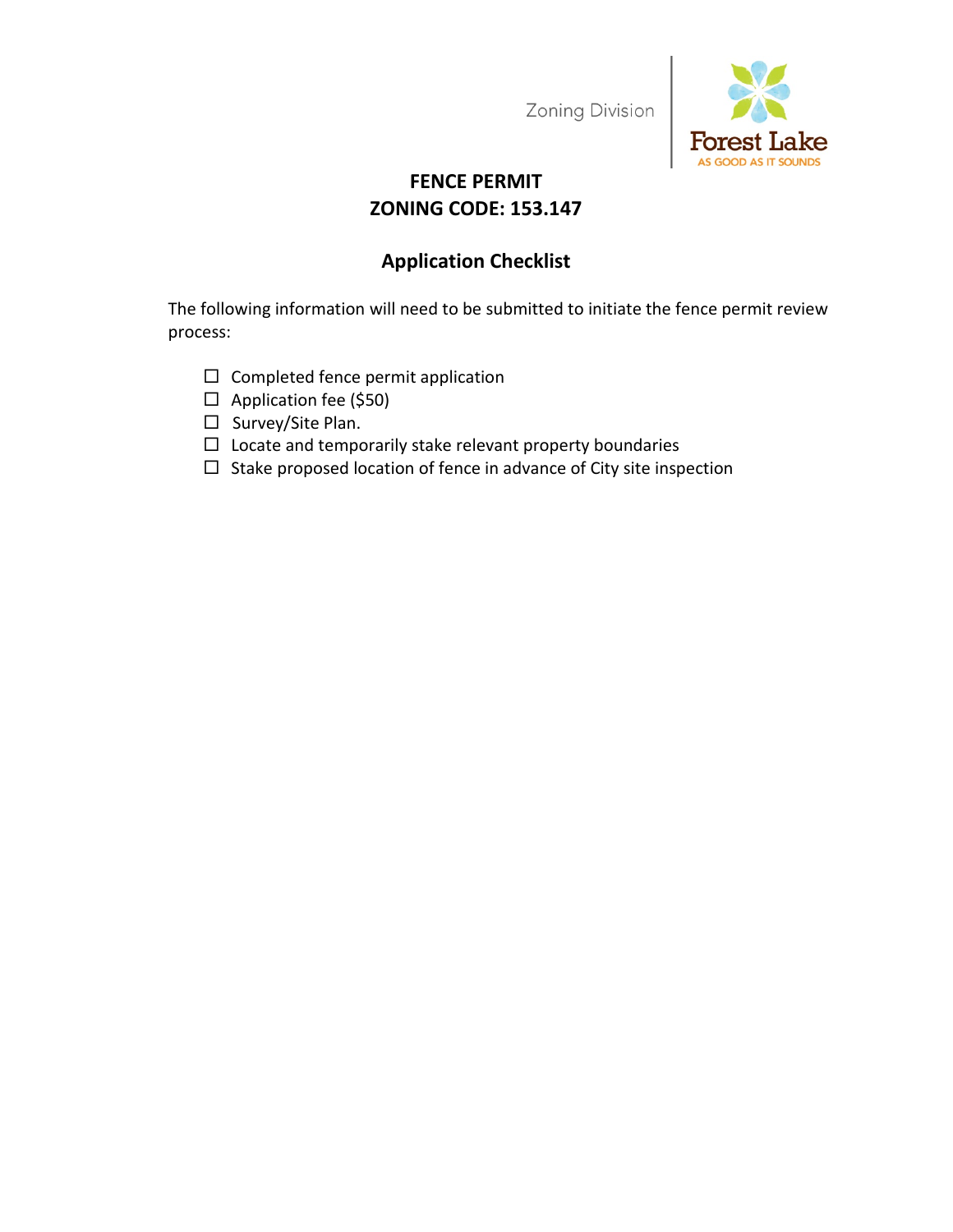Zoning Division

Forest Lake
AS GOOD AS IT SOUNDS

# FENCE PERMIT
# ZONING CODE: 153.147

## Application Checklist

The following information will need to be submitted to initiate the fence permit review process:

- ☐ Completed fence permit application
- ☐ Application fee ($50)
- ☐ Survey/Site Plan.
- ☐ Locate and temporarily stake relevant property boundaries
- ☐ Stake proposed location of fence in advance of City site inspection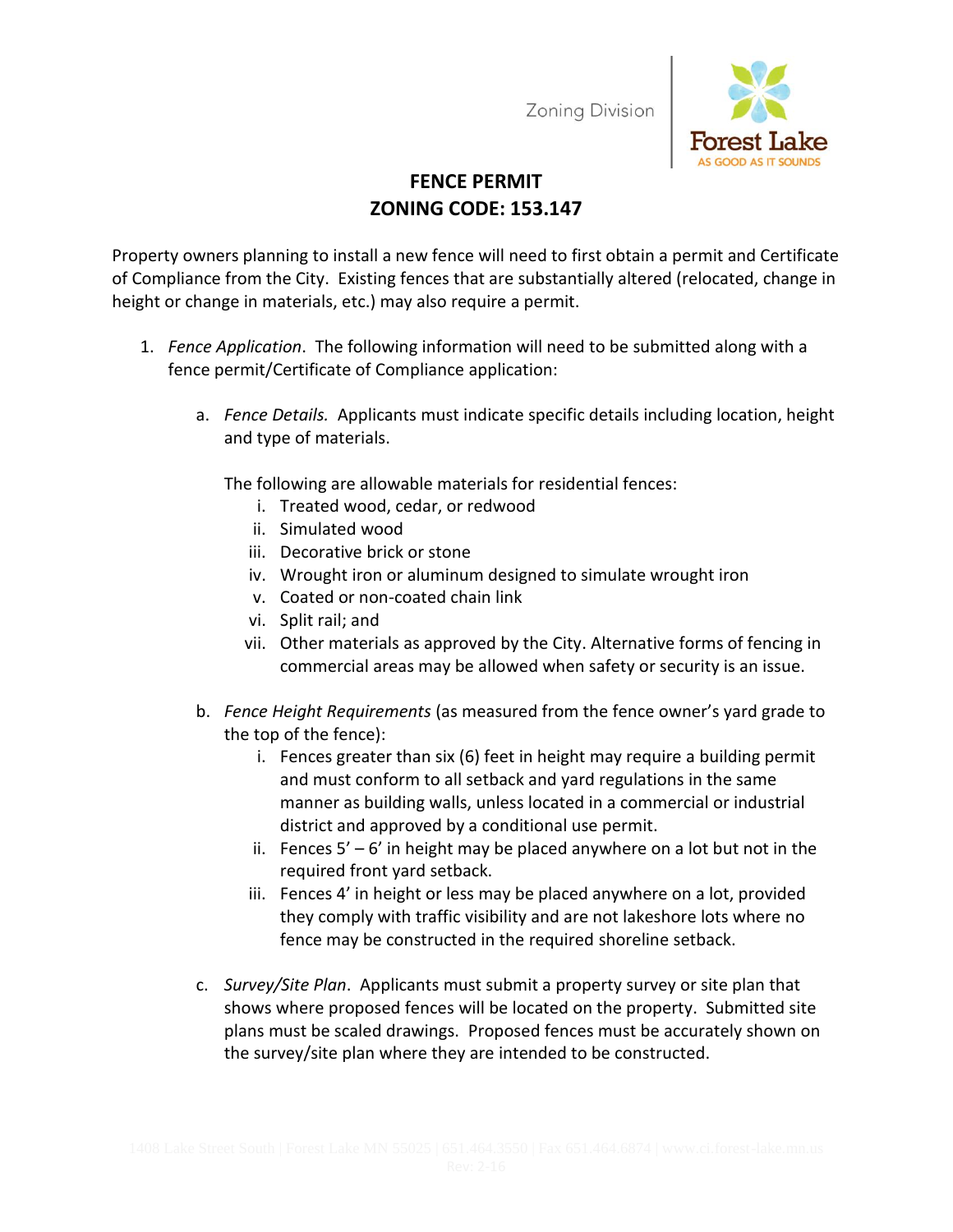Zoning Division

Forest Lake
AS GOOD AS IT SOUNDS

# FENCE PERMIT
# ZONING CODE: 153.147

Property owners planning to install a new fence will need to first obtain a permit and Certificate of Compliance from the City. Existing fences that are substantially altered (relocated, change in height or change in materials, etc.) may also require a permit.

1. *Fence Application*. The following information will need to be submitted along with a fence permit/Certificate of Compliance application:

   a. *Fence Details.* Applicants must indicate specific details including location, height and type of materials.

      The following are allowable materials for residential fences:

      i. Treated wood, cedar, or redwood
      ii. Simulated wood
      iii. Decorative brick or stone
      iv. Wrought iron or aluminum designed to simulate wrought iron
      v. Coated or non-coated chain link
      vi. Split rail; and
      vii. Other materials as approved by the City. Alternative forms of fencing in commercial areas may be allowed when safety or security is an issue.

   b. *Fence Height Requirements* (as measured from the fence owner's yard grade to the top of the fence):

      i. Fences greater than six (6) feet in height may require a building permit and must conform to all setback and yard regulations in the same manner as building walls, unless located in a commercial or industrial district and approved by a conditional use permit.
      ii. Fences 5' – 6' in height may be placed anywhere on a lot but not in the required front yard setback.
      iii. Fences 4' in height or less may be placed anywhere on a lot, provided they comply with traffic visibility and are not lakeshore lots where no fence may be constructed in the required shoreline setback.

   c. *Survey/Site Plan*. Applicants must submit a property survey or site plan that shows where proposed fences will be located on the property. Submitted site plans must be scaled drawings. Proposed fences must be accurately shown on the survey/site plan where they are intended to be constructed.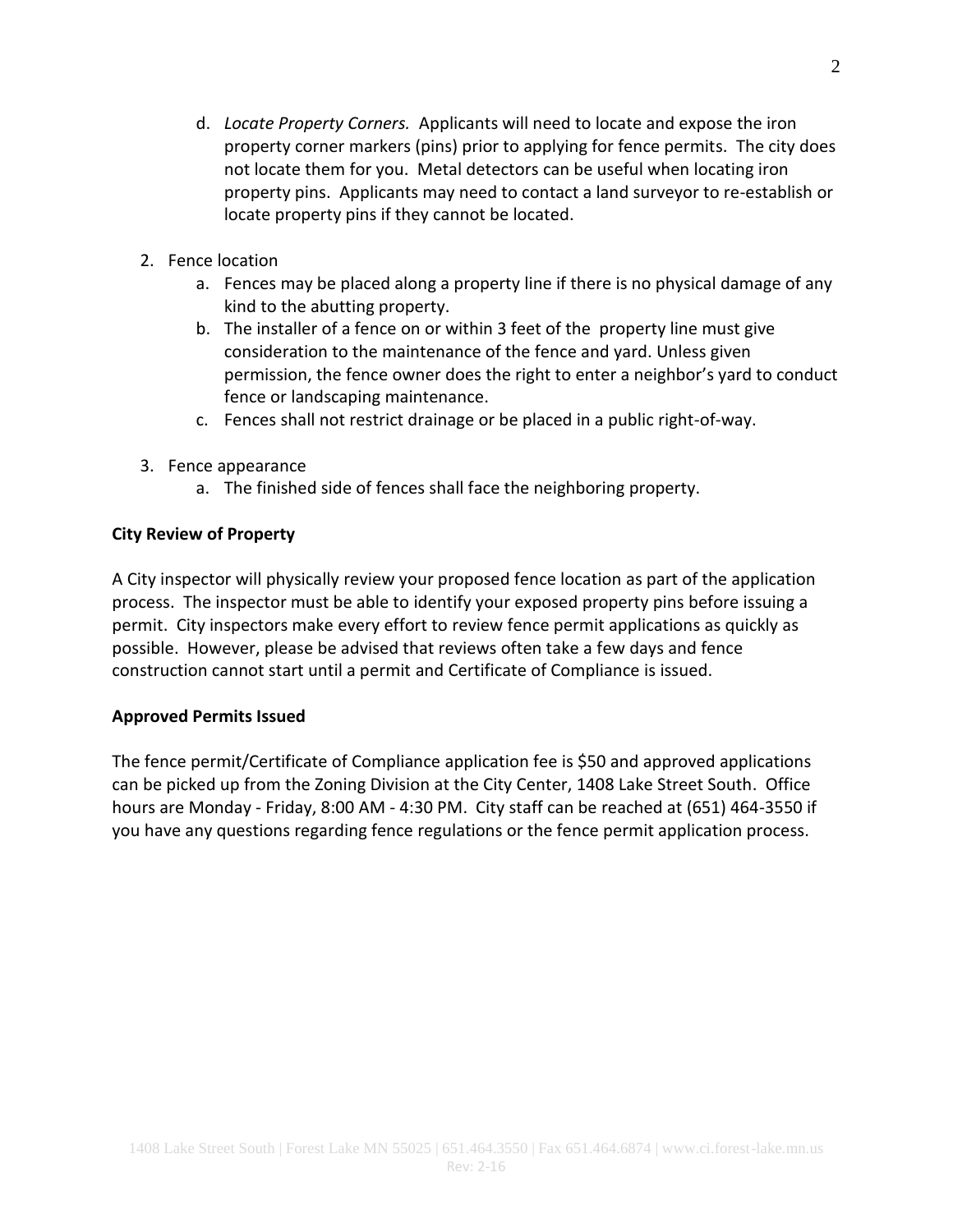d. *Locate Property Corners.* Applicants will need to locate and expose the iron property corner markers (pins) prior to applying for fence permits. The city does not locate them for you. Metal detectors can be useful when locating iron property pins. Applicants may need to contact a land surveyor to re-establish or locate property pins if they cannot be located.

2. Fence location
   a. Fences may be placed along a property line if there is no physical damage of any kind to the abutting property.
   b. The installer of a fence on or within 3 feet of the property line must give consideration to the maintenance of the fence and yard. Unless given permission, the fence owner does the right to enter a neighbor's yard to conduct fence or landscaping maintenance.
   c. Fences shall not restrict drainage or be placed in a public right-of-way.

3. Fence appearance
   a. The finished side of fences shall face the neighboring property.

**City Review of Property**

A City inspector will physically review your proposed fence location as part of the application process. The inspector must be able to identify your exposed property pins before issuing a permit. City inspectors make every effort to review fence permit applications as quickly as possible. However, please be advised that reviews often take a few days and fence construction cannot start until a permit and Certificate of Compliance is issued.

**Approved Permits Issued**

The fence permit/Certificate of Compliance application fee is $50 and approved applications can be picked up from the Zoning Division at the City Center, 1408 Lake Street South. Office hours are Monday - Friday, 8:00 AM - 4:30 PM. City staff can be reached at (651) 464-3550 if you have any questions regarding fence regulations or the fence permit application process.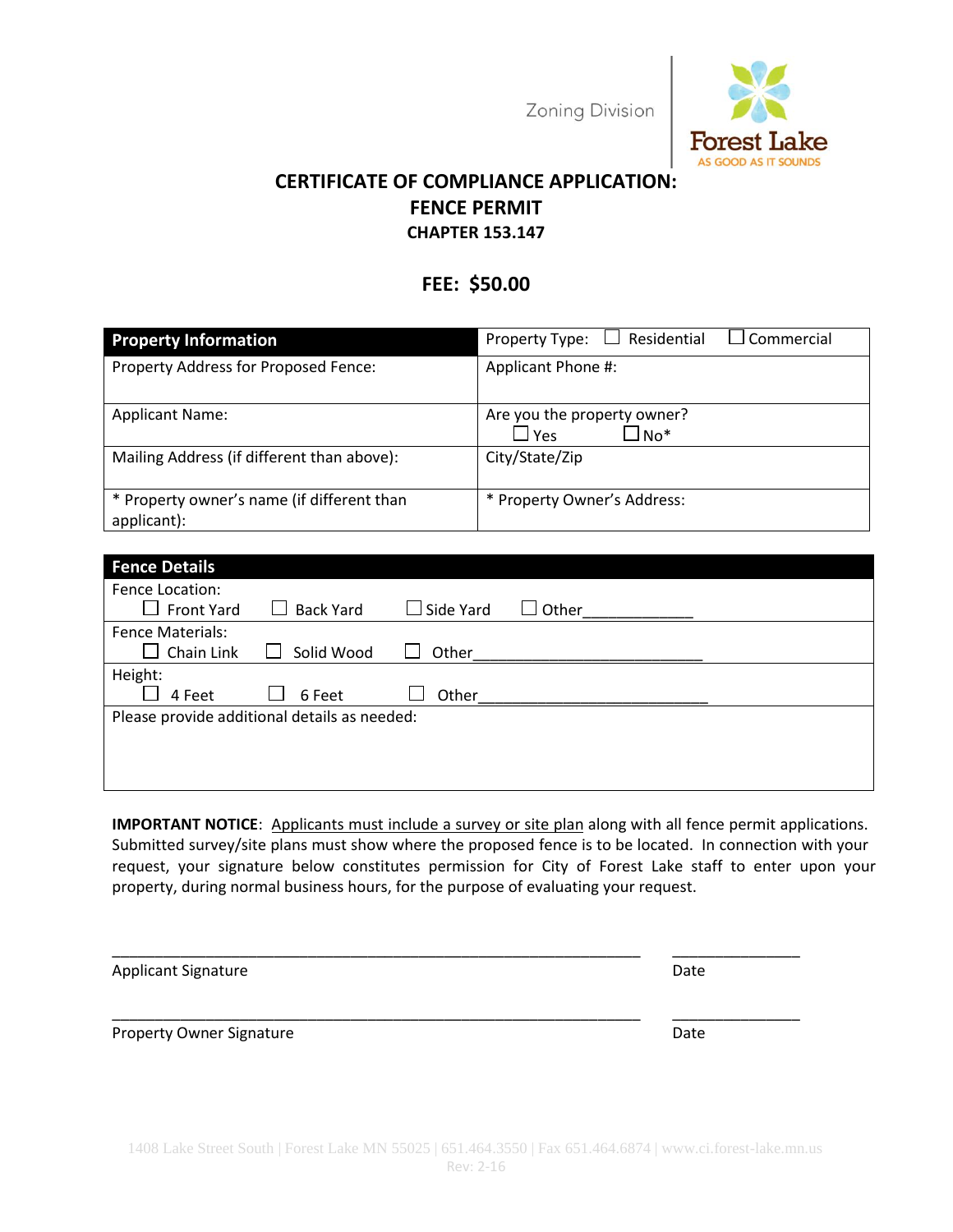Zoning Division

Forest Lake
AS GOOD AS IT SOUNDS

# CERTIFICATE OF COMPLIANCE APPLICATION: FENCE PERMIT

## CHAPTER 153.147

## FEE: $50.00

| **Property Information** | Property Type: ☐ Residential ☐ Commercial |
|---|---|
| Property Address for Proposed Fence: | Applicant Phone #: |
| Applicant Name: | Are you the property owner? ☐ Yes ☐ No* |
| Mailing Address (if different than above): | City/State/Zip |
| * Property owner's name (if different than applicant): | * Property Owner's Address: |

| **Fence Details** |
|---|
| Fence Location: ☐ Front Yard ☐ Back Yard ☐ Side Yard ☐ Other_____________ |
| Fence Materials: ☐ Chain Link ☐ Solid Wood ☐ Other___________________________ |
| Height: ☐ 4 Feet ☐ 6 Feet ☐ Other___________________________ |
| Please provide additional details as needed: |

**IMPORTANT NOTICE**: Applicants must include a survey or site plan along with all fence permit applications. Submitted survey/site plans must show where the proposed fence is to be located. In connection with your request, your signature below constitutes permission for City of Forest Lake staff to enter upon your property, during normal business hours, for the purpose of evaluating your request.

_________________________________________________________________ _______________

Applicant Signature Date

_________________________________________________________________ _______________

Property Owner Signature Date

1408 Lake Street South | Forest Lake MN 55025 | 651.464.3550 | Fax 651.464.6874 | www.ci.forest-lake.mn.us
Rev: 2-16